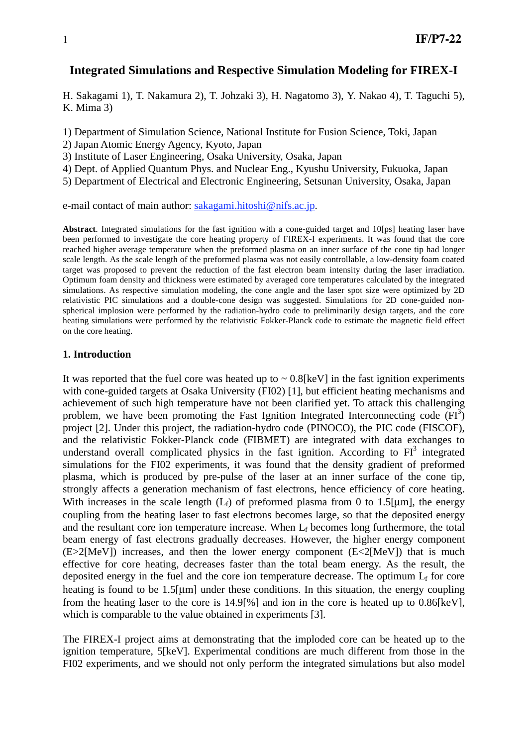# Integrated Simulations and Respective Simulation Modeling for FIREX-I

H. Sakagami 1), T. Nakamura 2), T. Johzaki 3), H. Nagatomo 3), Y. Nakao 4), T. Taguchi 5), K. Mima 3)

1) Department of Simulation Science, National Institute for Fusion Science, Toki, Japan
2) Japan Atomic Energy Agency, Kyoto, Japan
3) Institute of Laser Engineering, Osaka University, Osaka, Japan
4) Dept. of Applied Quantum Phys. and Nuclear Eng., Kyushu University, Fukuoka, Japan
5) Department of Electrical and Electronic Engineering, Setsunan University, Osaka, Japan

e-mail contact of main author: sakagami.hitoshi@nifs.ac.jp.

**Abstract**. Integrated simulations for the fast ignition with a cone-guided target and 10[ps] heating laser have been performed to investigate the core heating property of FIREX-I experiments. It was found that the core reached higher average temperature when the preformed plasma on an inner surface of the cone tip had longer scale length. As the scale length of the preformed plasma was not easily controllable, a low-density foam coated target was proposed to prevent the reduction of the fast electron beam intensity during the laser irradiation. Optimum foam density and thickness were estimated by averaged core temperatures calculated by the integrated simulations. As respective simulation modeling, the cone angle and the laser spot size were optimized by 2D relativistic PIC simulations and a double-cone design was suggested. Simulations for 2D cone-guided non-spherical implosion were performed by the radiation-hydro code to preliminarily design targets, and the core heating simulations were performed by the relativistic Fokker-Planck code to estimate the magnetic field effect on the core heating.

## 1. Introduction

It was reported that the fuel core was heated up to ~ 0.8[keV] in the fast ignition experiments with cone-guided targets at Osaka University (FI02) [1], but efficient heating mechanisms and achievement of such high temperature have not been clarified yet. To attack this challenging problem, we have been promoting the Fast Ignition Integrated Interconnecting code ($FI^3$) project [2]. Under this project, the radiation-hydro code (PINOCO), the PIC code (FISCOF), and the relativistic Fokker-Planck code (FIBMET) are integrated with data exchanges to understand overall complicated physics in the fast ignition. According to $FI^3$ integrated simulations for the FI02 experiments, it was found that the density gradient of preformed plasma, which is produced by pre-pulse of the laser at an inner surface of the cone tip, strongly affects a generation mechanism of fast electrons, hence efficiency of core heating. With increases in the scale length ($L_f$) of preformed plasma from 0 to 1.5[μm], the energy coupling from the heating laser to fast electrons becomes large, so that the deposited energy and the resultant core ion temperature increase. When $L_f$ becomes long furthermore, the total beam energy of fast electrons gradually decreases. However, the higher energy component (E>2[MeV]) increases, and then the lower energy component (E<2[MeV]) that is much effective for core heating, decreases faster than the total beam energy. As the result, the deposited energy in the fuel and the core ion temperature decrease. The optimum $L_f$ for core heating is found to be 1.5[μm] under these conditions. In this situation, the energy coupling from the heating laser to the core is 14.9[%] and ion in the core is heated up to 0.86[keV], which is comparable to the value obtained in experiments [3].

The FIREX-I project aims at demonstrating that the imploded core can be heated up to the ignition temperature, 5[keV]. Experimental conditions are much different from those in the FI02 experiments, and we should not only perform the integrated simulations but also model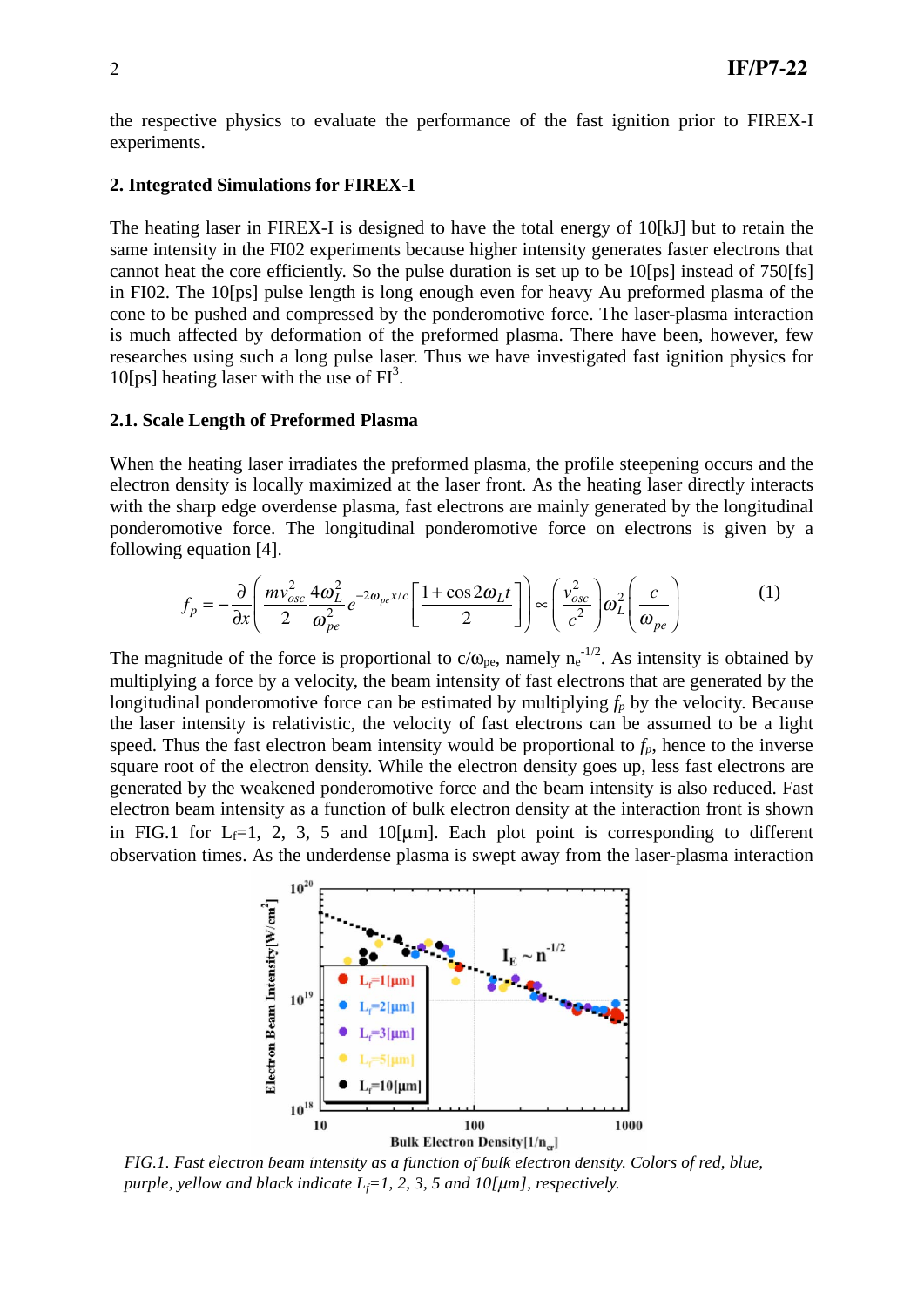the respective physics to evaluate the performance of the fast ignition prior to FIREX-I experiments.

## 2. Integrated Simulations for FIREX-I

The heating laser in FIREX-I is designed to have the total energy of 10[kJ] but to retain the same intensity in the FI02 experiments because higher intensity generates faster electrons that cannot heat the core efficiently. So the pulse duration is set up to be 10[ps] instead of 750[fs] in FI02. The 10[ps] pulse length is long enough even for heavy Au preformed plasma of the cone to be pushed and compressed by the ponderomotive force. The laser-plasma interaction is much affected by deformation of the preformed plasma. There have been, however, few researches using such a long pulse laser. Thus we have investigated fast ignition physics for 10[ps] heating laser with the use of FI[3].

### 2.1. Scale Length of Preformed Plasma

When the heating laser irradiates the preformed plasma, the profile steepening occurs and the electron density is locally maximized at the laser front. As the heating laser directly interacts with the sharp edge overdense plasma, fast electrons are mainly generated by the longitudinal ponderomotive force. The longitudinal ponderomotive force on electrons is given by a following equation [4].

$$f_p = -\frac{\partial}{\partial x}\left(\frac{mv_{osc}^2}{2}\frac{4\omega_L^2}{\omega_{pe}^2}e^{-2\omega_{pe}x/c}\left[\frac{1+\cos 2\omega_L t}{2}\right]\right) \propto \left(\frac{v_{osc}^2}{c^2}\right)\omega_L^2\left(\frac{c}{\omega_{pe}}\right) \tag{1}$$

The magnitude of the force is proportional to $c/\omega_{pe}$, namely $n_e^{-1/2}$. As intensity is obtained by multiplying a force by a velocity, the beam intensity of fast electrons that are generated by the longitudinal ponderomotive force can be estimated by multiplying $f_p$ by the velocity. Because the laser intensity is relativistic, the velocity of fast electrons can be assumed to be a light speed. Thus the fast electron beam intensity would be proportional to $f_p$, hence to the inverse square root of the electron density. While the electron density goes up, less fast electrons are generated by the weakened ponderomotive force and the beam intensity is also reduced. Fast electron beam intensity as a function of bulk electron density at the interaction front is shown in FIG.1 for $L_f$=1, 2, 3, 5 and 10[μm]. Each plot point is corresponding to different observation times. As the underdense plasma is swept away from the laser-plasma interaction

*FIG.1. Fast electron beam intensity as a function of bulk electron density. Colors of red, blue, purple, yellow and black indicate $L_f$=1, 2, 3, 5 and 10[μm], respectively.*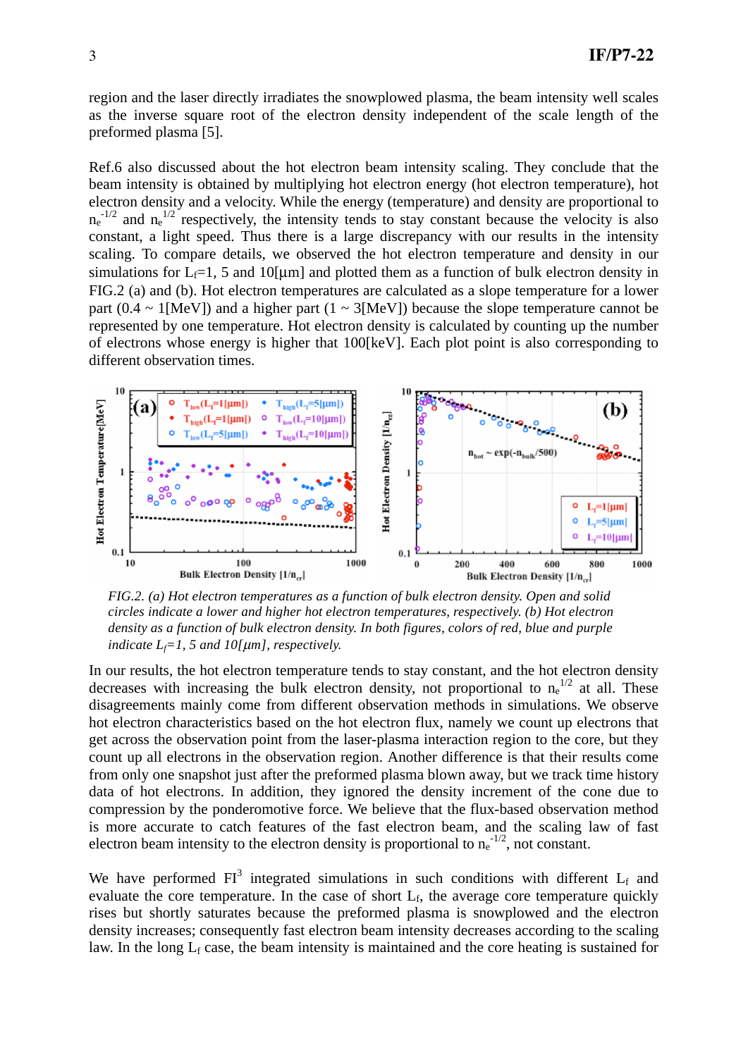region and the laser directly irradiates the snowplowed plasma, the beam intensity well scales as the inverse square root of the electron density independent of the scale length of the preformed plasma [5].

Ref.6 also discussed about the hot electron beam intensity scaling. They conclude that the beam intensity is obtained by multiplying hot electron energy (hot electron temperature), hot electron density and a velocity. While the energy (temperature) and density are proportional to $n_e^{-1/2}$ and $n_e^{1/2}$ respectively, the intensity tends to stay constant because the velocity is also constant, a light speed. Thus there is a large discrepancy with our results in the intensity scaling. To compare details, we observed the hot electron temperature and density in our simulations for $L_f$=1, 5 and 10[μm] and plotted them as a function of bulk electron density in FIG.2 (a) and (b). Hot electron temperatures are calculated as a slope temperature for a lower part (0.4 ~ 1[MeV]) and a higher part (1 ~ 3[MeV]) because the slope temperature cannot be represented by one temperature. Hot electron density is calculated by counting up the number of electrons whose energy is higher that 100[keV]. Each plot point is also corresponding to different observation times.

*FIG.2. (a) Hot electron temperatures as a function of bulk electron density. Open and solid circles indicate a lower and higher hot electron temperatures, respectively. (b) Hot electron density as a function of bulk electron density. In both figures, colors of red, blue and purple indicate $L_f$=1, 5 and 10[μm], respectively.*

In our results, the hot electron temperature tends to stay constant, and the hot electron density decreases with increasing the bulk electron density, not proportional to $n_e^{1/2}$ at all. These disagreements mainly come from different observation methods in simulations. We observe hot electron characteristics based on the hot electron flux, namely we count up electrons that get across the observation point from the laser-plasma interaction region to the core, but they count up all electrons in the observation region. Another difference is that their results come from only one snapshot just after the preformed plasma blown away, but we track time history data of hot electrons. In addition, they ignored the density increment of the cone due to compression by the ponderomotive force. We believe that the flux-based observation method is more accurate to catch features of the fast electron beam, and the scaling law of fast electron beam intensity to the electron density is proportional to $n_e^{-1/2}$, not constant.

We have performed $FI^3$ integrated simulations in such conditions with different $L_f$ and evaluate the core temperature. In the case of short $L_f$, the average core temperature quickly rises but shortly saturates because the preformed plasma is snowplowed and the electron density increases; consequently fast electron beam intensity decreases according to the scaling law. In the long $L_f$ case, the beam intensity is maintained and the core heating is sustained for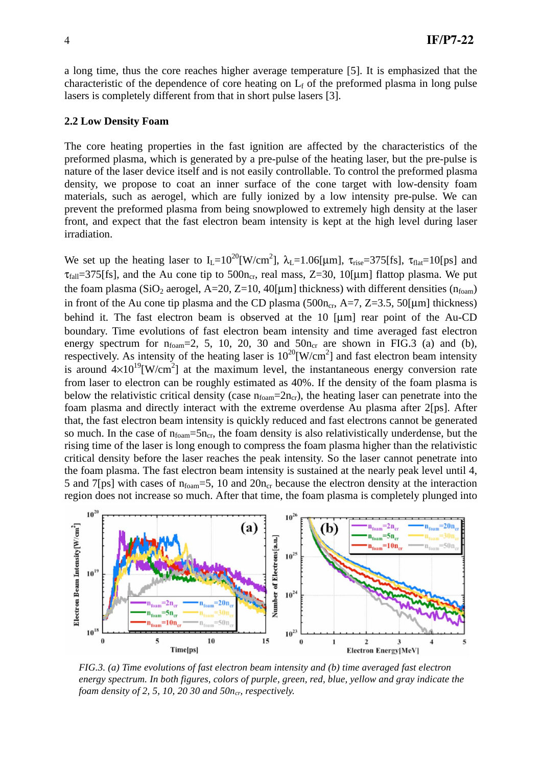a long time, thus the core reaches higher average temperature [5]. It is emphasized that the characteristic of the dependence of core heating on $L_f$ of the preformed plasma in long pulse lasers is completely different from that in short pulse lasers [3].

### 2.2 Low Density Foam

The core heating properties in the fast ignition are affected by the characteristics of the preformed plasma, which is generated by a pre-pulse of the heating laser, but the pre-pulse is nature of the laser device itself and is not easily controllable. To control the preformed plasma density, we propose to coat an inner surface of the cone target with low-density foam materials, such as aerogel, which are fully ionized by a low intensity pre-pulse. We can prevent the preformed plasma from being snowplowed to extremely high density at the laser front, and expect that the fast electron beam intensity is kept at the high level during laser irradiation.

We set up the heating laser to $I_L=10^{20}$[W/cm$^2$], $\lambda_L=1.06$[μm], $\tau_{rise}=375$[fs], $\tau_{flat}=10$[ps] and $\tau_{fall}=375$[fs], and the Au cone tip to 500$n_{cr}$, real mass, Z=30, 10[μm] flattop plasma. We put the foam plasma ($SiO_2$ aerogel, A=20, Z=10, 40[μm] thickness) with different densities ($n_{foam}$) in front of the Au cone tip plasma and the CD plasma (500$n_{cr}$, A=7, Z=3.5, 50[μm] thickness) behind it. The fast electron beam is observed at the 10 [μm] rear point of the Au-CD boundary. Time evolutions of fast electron beam intensity and time averaged fast electron energy spectrum for $n_{foam}$=2, 5, 10, 20, 30 and 50$n_{cr}$ are shown in FIG.3 (a) and (b), respectively. As intensity of the heating laser is $10^{20}$[W/cm$^2$] and fast electron beam intensity is around $4\times10^{19}$[W/cm$^2$] at the maximum level, the instantaneous energy conversion rate from laser to electron can be roughly estimated as 40%. If the density of the foam plasma is below the relativistic critical density (case $n_{foam}$=2$n_{cr}$), the heating laser can penetrate into the foam plasma and directly interact with the extreme overdense Au plasma after 2[ps]. After that, the fast electron beam intensity is quickly reduced and fast electrons cannot be generated so much. In the case of $n_{foam}$=5$n_{cr}$, the foam density is also relativistically underdense, but the rising time of the laser is long enough to compress the foam plasma higher than the relativistic critical density before the laser reaches the peak intensity. So the laser cannot penetrate into the foam plasma. The fast electron beam intensity is sustained at the nearly peak level until 4, 5 and 7[ps] with cases of $n_{foam}$=5, 10 and 20$n_{cr}$ because the electron density at the interaction region does not increase so much. After that time, the foam plasma is completely plunged into

*FIG.3. (a) Time evolutions of fast electron beam intensity and (b) time averaged fast electron energy spectrum. In both figures, colors of purple, green, red, blue, yellow and gray indicate the foam density of 2, 5, 10, 20 30 and 50$n_{cr}$, respectively.*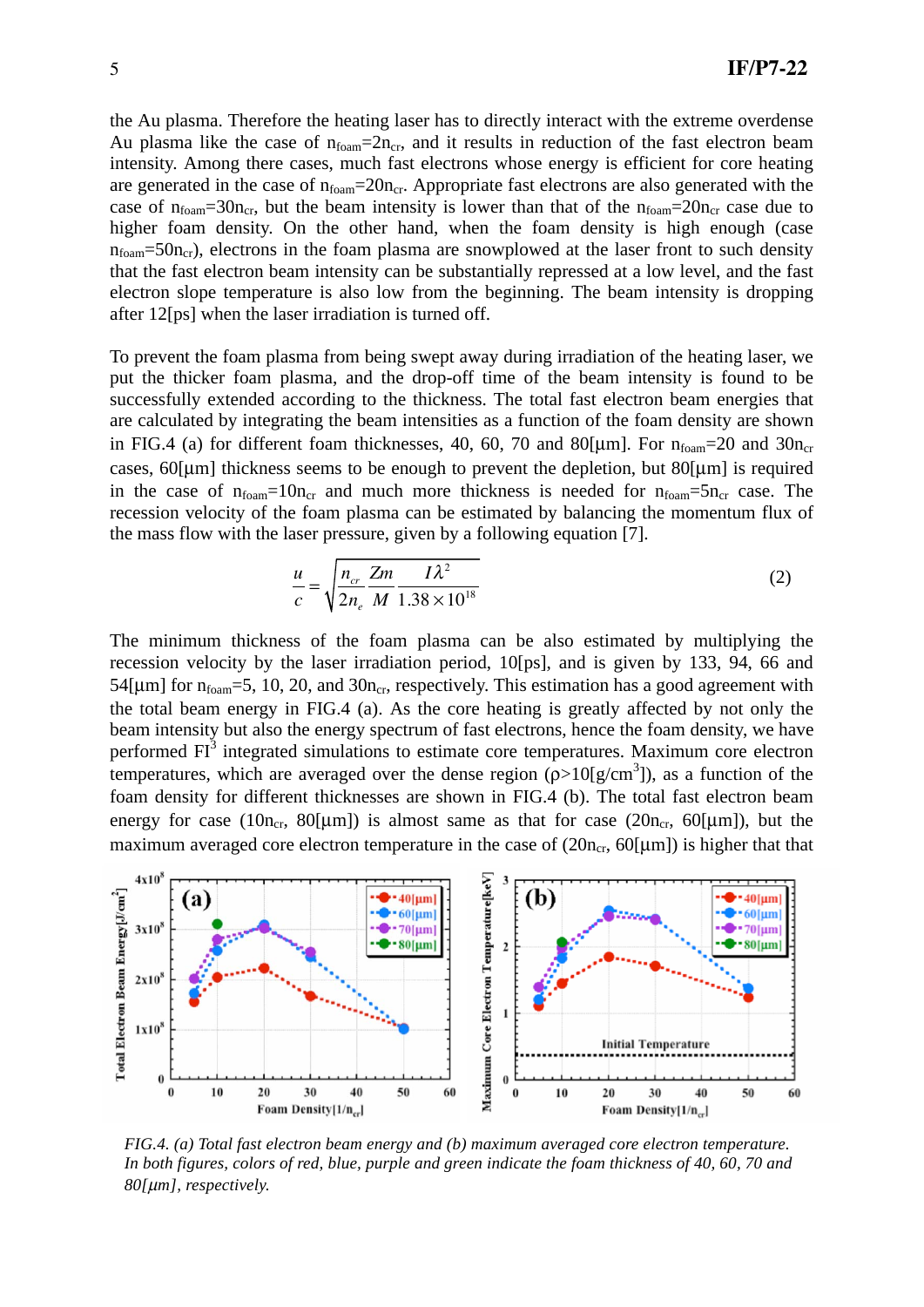the Au plasma. Therefore the heating laser has to directly interact with the extreme overdense Au plasma like the case of $n_{foam}$=2$n_{cr}$, and it results in reduction of the fast electron beam intensity. Among there cases, much fast electrons whose energy is efficient for core heating are generated in the case of $n_{foam}$=20$n_{cr}$. Appropriate fast electrons are also generated with the case of $n_{foam}$=30$n_{cr}$, but the beam intensity is lower than that of the $n_{foam}$=20$n_{cr}$ case due to higher foam density. On the other hand, when the foam density is high enough (case $n_{foam}$=50$n_{cr}$), electrons in the foam plasma are snowplowed at the laser front to such density that the fast electron beam intensity can be substantially repressed at a low level, and the fast electron slope temperature is also low from the beginning. The beam intensity is dropping after 12[ps] when the laser irradiation is turned off.

To prevent the foam plasma from being swept away during irradiation of the heating laser, we put the thicker foam plasma, and the drop-off time of the beam intensity is found to be successfully extended according to the thickness. The total fast electron beam energies that are calculated by integrating the beam intensities as a function of the foam density are shown in FIG.4 (a) for different foam thicknesses, 40, 60, 70 and 80[μm]. For $n_{foam}$=20 and 30$n_{cr}$ cases, 60[μm] thickness seems to be enough to prevent the depletion, but 80[μm] is required in the case of $n_{foam}$=10$n_{cr}$ and much more thickness is needed for $n_{foam}$=5$n_{cr}$ case. The recession velocity of the foam plasma can be estimated by balancing the momentum flux of the mass flow with the laser pressure, given by a following equation [7].

$$\frac{u}{c} = \sqrt{\frac{n_{cr}}{2n_e}\frac{Zm}{M}\frac{I\lambda^2}{1.38\times 10^{18}}} \tag{2}$$

The minimum thickness of the foam plasma can be also estimated by multiplying the recession velocity by the laser irradiation period, 10[ps], and is given by 133, 94, 66 and 54[μm] for $n_{foam}$=5, 10, 20, and 30$n_{cr}$, respectively. This estimation has a good agreement with the total beam energy in FIG.4 (a). As the core heating is greatly affected by not only the beam intensity but also the energy spectrum of fast electrons, hence the foam density, we have performed $FI^3$ integrated simulations to estimate core temperatures. Maximum core electron temperatures, which are averaged over the dense region ($\rho$>10[g/cm$^3$]), as a function of the foam density for different thicknesses are shown in FIG.4 (b). The total fast electron beam energy for case (10$n_{cr}$, 80[μm]) is almost same as that for case (20$n_{cr}$, 60[μm]), but the maximum averaged core electron temperature in the case of (20$n_{cr}$, 60[μm]) is higher that that

*FIG.4. (a) Total fast electron beam energy and (b) maximum averaged core electron temperature. In both figures, colors of red, blue, purple and green indicate the foam thickness of 40, 60, 70 and 80[μm], respectively.*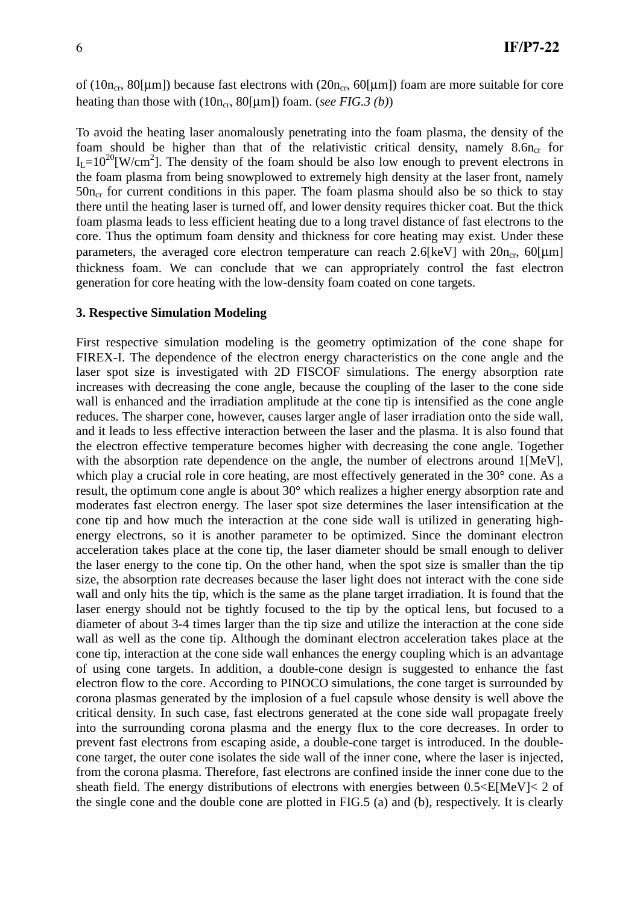of ($10n_{cr}$, 80[μm]) because fast electrons with ($20n_{cr}$, 60[μm]) foam are more suitable for core heating than those with ($10n_{cr}$, 80[μm]) foam. (*see FIG.3 (b)*)

To avoid the heating laser anomalously penetrating into the foam plasma, the density of the foam should be higher than that of the relativistic critical density, namely $8.6n_{cr}$ for $I_L=10^{20}$[W/cm$^2$]. The density of the foam should be also low enough to prevent electrons in the foam plasma from being snowplowed to extremely high density at the laser front, namely $50n_{cr}$ for current conditions in this paper. The foam plasma should also be so thick to stay there until the heating laser is turned off, and lower density requires thicker coat. But the thick foam plasma leads to less efficient heating due to a long travel distance of fast electrons to the core. Thus the optimum foam density and thickness for core heating may exist. Under these parameters, the averaged core electron temperature can reach 2.6[keV] with $20n_{cr}$, 60[μm] thickness foam. We can conclude that we can appropriately control the fast electron generation for core heating with the low-density foam coated on cone targets.

## 3. Respective Simulation Modeling

First respective simulation modeling is the geometry optimization of the cone shape for FIREX-I. The dependence of the electron energy characteristics on the cone angle and the laser spot size is investigated with 2D FISCOF simulations. The energy absorption rate increases with decreasing the cone angle, because the coupling of the laser to the cone side wall is enhanced and the irradiation amplitude at the cone tip is intensified as the cone angle reduces. The sharper cone, however, causes larger angle of laser irradiation onto the side wall, and it leads to less effective interaction between the laser and the plasma. It is also found that the electron effective temperature becomes higher with decreasing the cone angle. Together with the absorption rate dependence on the angle, the number of electrons around 1[MeV], which play a crucial role in core heating, are most effectively generated in the 30° cone. As a result, the optimum cone angle is about 30° which realizes a higher energy absorption rate and moderates fast electron energy. The laser spot size determines the laser intensification at the cone tip and how much the interaction at the cone side wall is utilized in generating high-energy electrons, so it is another parameter to be optimized. Since the dominant electron acceleration takes place at the cone tip, the laser diameter should be small enough to deliver the laser energy to the cone tip. On the other hand, when the spot size is smaller than the tip size, the absorption rate decreases because the laser light does not interact with the cone side wall and only hits the tip, which is the same as the plane target irradiation. It is found that the laser energy should not be tightly focused to the tip by the optical lens, but focused to a diameter of about 3-4 times larger than the tip size and utilize the interaction at the cone side wall as well as the cone tip. Although the dominant electron acceleration takes place at the cone tip, interaction at the cone side wall enhances the energy coupling which is an advantage of using cone targets. In addition, a double-cone design is suggested to enhance the fast electron flow to the core. According to PINOCO simulations, the cone target is surrounded by corona plasmas generated by the implosion of a fuel capsule whose density is well above the critical density. In such case, fast electrons generated at the cone side wall propagate freely into the surrounding corona plasma and the energy flux to the core decreases. In order to prevent fast electrons from escaping aside, a double-cone target is introduced. In the double-cone target, the outer cone isolates the side wall of the inner cone, where the laser is injected, from the corona plasma. Therefore, fast electrons are confined inside the inner cone due to the sheath field. The energy distributions of electrons with energies between $0.5<E[\text{MeV}]< 2$ of the single cone and the double cone are plotted in FIG.5 (a) and (b), respectively. It is clearly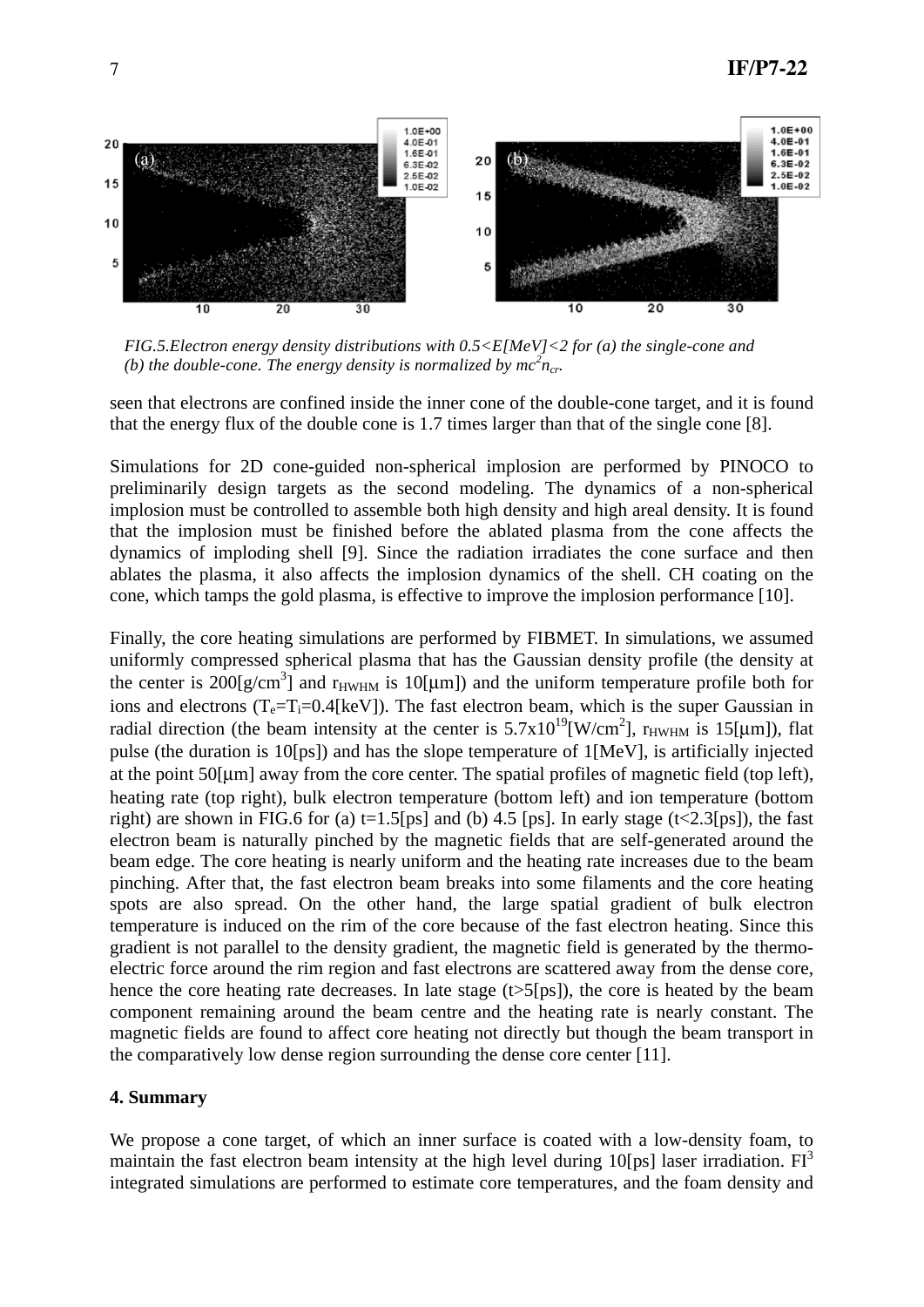*FIG.5.Electron energy density distributions with 0.5<E[MeV]<2 for (a) the single-cone and (b) the double-cone. The energy density is normalized by $mc^2n_{cr}$.*

seen that electrons are confined inside the inner cone of the double-cone target, and it is found that the energy flux of the double cone is 1.7 times larger than that of the single cone [8].

Simulations for 2D cone-guided non-spherical implosion are performed by PINOCO to preliminarily design targets as the second modeling. The dynamics of a non-spherical implosion must be controlled to assemble both high density and high areal density. It is found that the implosion must be finished before the ablated plasma from the cone affects the dynamics of imploding shell [9]. Since the radiation irradiates the cone surface and then ablates the plasma, it also affects the implosion dynamics of the shell. CH coating on the cone, which tamps the gold plasma, is effective to improve the implosion performance [10].

Finally, the core heating simulations are performed by FIBMET. In simulations, we assumed uniformly compressed spherical plasma that has the Gaussian density profile (the density at the center is 200[g/cm$^3$] and $r_{HWHM}$ is 10[μm]) and the uniform temperature profile both for ions and electrons ($T_e$=$T_i$=0.4[keV]). The fast electron beam, which is the super Gaussian in radial direction (the beam intensity at the center is 5.7x10$^{19}$[W/cm$^2$], $r_{HWHM}$ is 15[μm]), flat pulse (the duration is 10[ps]) and has the slope temperature of 1[MeV], is artificially injected at the point 50[μm] away from the core center. The spatial profiles of magnetic field (top left), heating rate (top right), bulk electron temperature (bottom left) and ion temperature (bottom right) are shown in FIG.6 for (a) t=1.5[ps] and (b) 4.5 [ps]. In early stage (t<2.3[ps]), the fast electron beam is naturally pinched by the magnetic fields that are self-generated around the beam edge. The core heating is nearly uniform and the heating rate increases due to the beam pinching. After that, the fast electron beam breaks into some filaments and the core heating spots are also spread. On the other hand, the large spatial gradient of bulk electron temperature is induced on the rim of the core because of the fast electron heating. Since this gradient is not parallel to the density gradient, the magnetic field is generated by the thermo-electric force around the rim region and fast electrons are scattered away from the dense core, hence the core heating rate decreases. In late stage (t>5[ps]), the core is heated by the beam component remaining around the beam centre and the heating rate is nearly constant. The magnetic fields are found to affect core heating not directly but though the beam transport in the comparatively low dense region surrounding the dense core center [11].

**4. Summary**

We propose a cone target, of which an inner surface is coated with a low-density foam, to maintain the fast electron beam intensity at the high level during 10[ps] laser irradiation. FI$^3$ integrated simulations are performed to estimate core temperatures, and the foam density and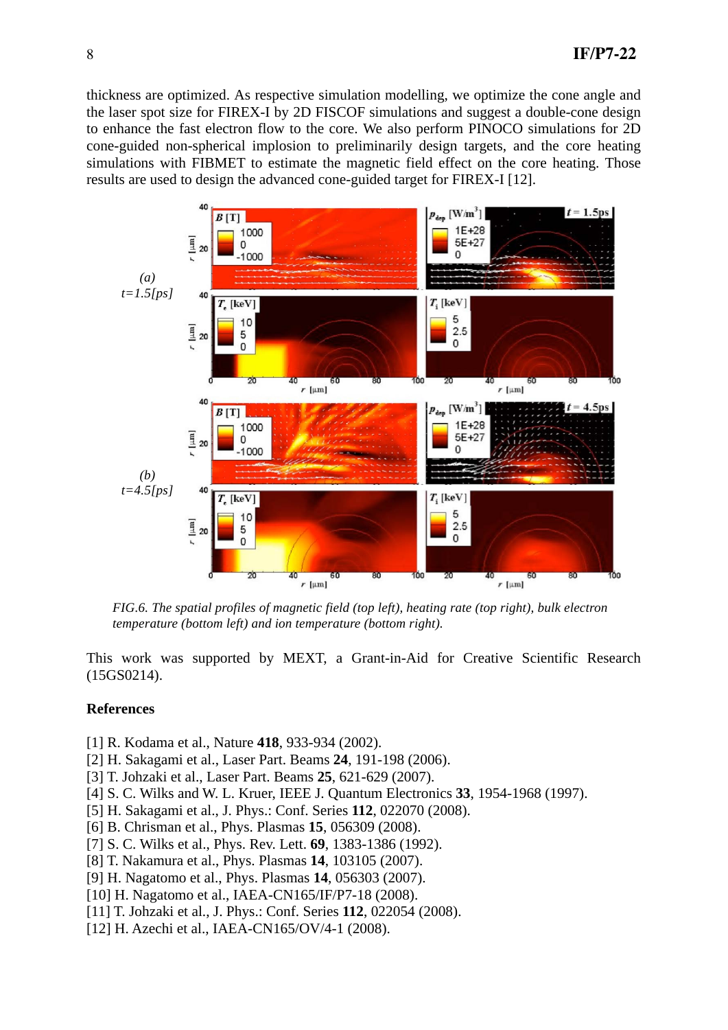thickness are optimized. As respective simulation modelling, we optimize the cone angle and the laser spot size for FIREX-I by 2D FISCOF simulations and suggest a double-cone design to enhance the fast electron flow to the core. We also perform PINOCO simulations for 2D cone-guided non-spherical implosion to preliminarily design targets, and the core heating simulations with FIBMET to estimate the magnetic field effect on the core heating. Those results are used to design the advanced cone-guided target for FIREX-I [12].

(a)
t=1.5[ps]

B [T]
1000
0
-1000

$P_{dep}$ [W/m$^3$]
1E+28
5E+27
0

t = 1.5ps

$T_e$ [keV]
10
5
0

$T_i$ [keV]
5
2.5
0

r [μm]
0 20 40 60 80 100

(b)
t=4.5[ps]

B [T]
1000
0
-1000

$P_{dep}$ [W/m$^3$]
1E+28
5E+27
0

t = 4.5ps

$T_e$ [keV]
10
5
0

$T_i$ [keV]
5
2.5
0

r [μm]
0 20 40 60 80 100

*FIG.6. The spatial profiles of magnetic field (top left), heating rate (top right), bulk electron temperature (bottom left) and ion temperature (bottom right).*

This work was supported by MEXT, a Grant-in-Aid for Creative Scientific Research (15GS0214).

## References

[1] R. Kodama et al., Nature **418**, 933-934 (2002).
[2] H. Sakagami et al., Laser Part. Beams **24**, 191-198 (2006).
[3] T. Johzaki et al., Laser Part. Beams **25**, 621-629 (2007).
[4] S. C. Wilks and W. L. Kruer, IEEE J. Quantum Electronics **33**, 1954-1968 (1997).
[5] H. Sakagami et al., J. Phys.: Conf. Series **112**, 022070 (2008).
[6] B. Chrisman et al., Phys. Plasmas **15**, 056309 (2008).
[7] S. C. Wilks et al., Phys. Rev. Lett. **69**, 1383-1386 (1992).
[8] T. Nakamura et al., Phys. Plasmas **14**, 103105 (2007).
[9] H. Nagatomo et al., Phys. Plasmas **14**, 056303 (2007).
[10] H. Nagatomo et al., IAEA-CN165/IF/P7-18 (2008).
[11] T. Johzaki et al., J. Phys.: Conf. Series **112**, 022054 (2008).
[12] H. Azechi et al., IAEA-CN165/OV/4-1 (2008).